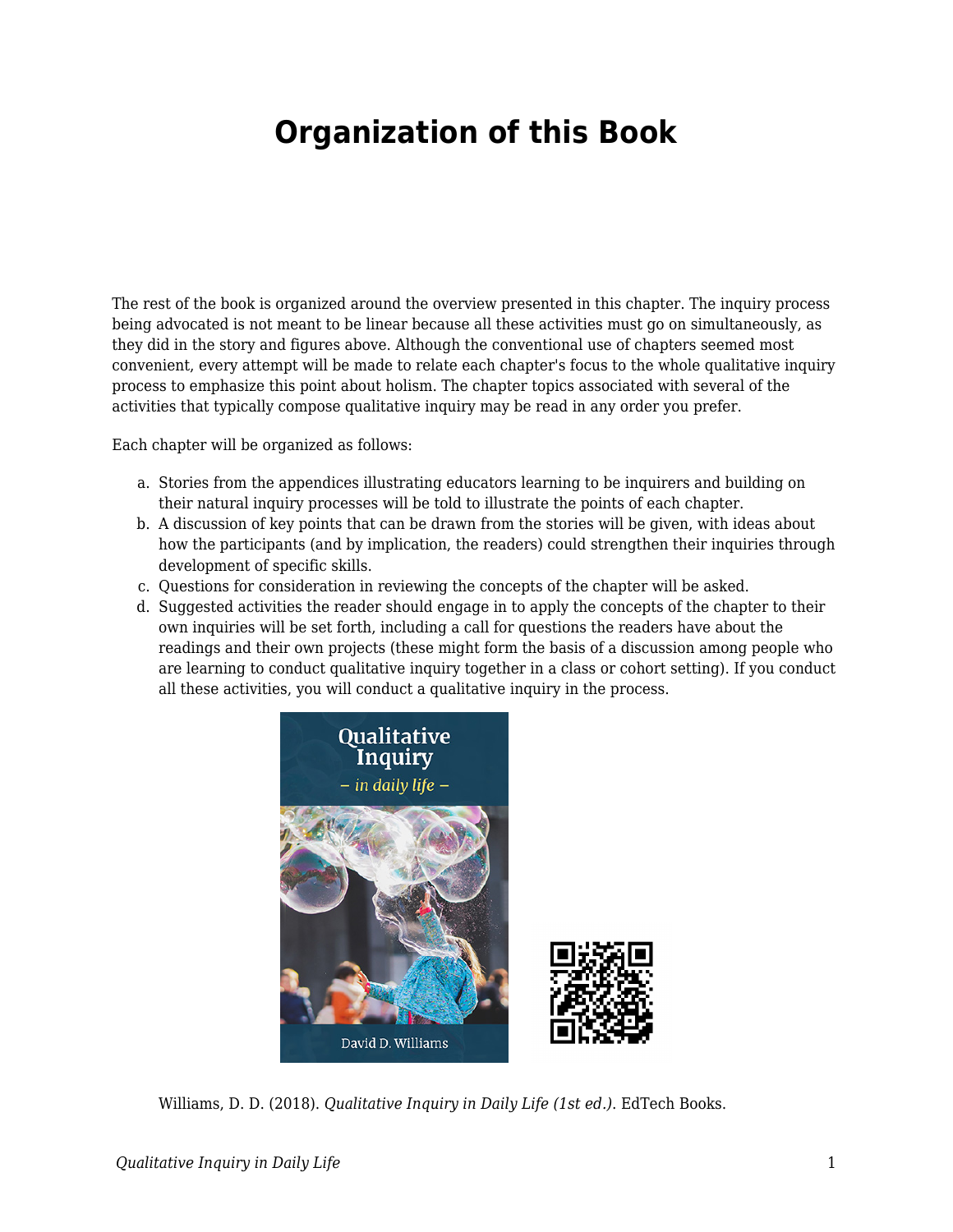# Organization of this Book

The rest of the book is organized around the overview presented in this chapter. The inquiry process being advocated is not meant to be linear because all these activities must go on simultaneously, as they did in the story and figures above. Although the conventional use of chapters seemed most convenient, every attempt will be made to relate each chapter's focus to the whole qualitative inquiry process to emphasize this point about holism. The chapter topics associated with several of the activities that typically compose qualitative inquiry may be read in any order you prefer.

Each chapter will be organized as follows:

a. Stories from the appendices illustrating educators learning to be inquirers and building on their natural inquiry processes will be told to illustrate the points of each chapter.
b. A discussion of key points that can be drawn from the stories will be given, with ideas about how the participants (and by implication, the readers) could strengthen their inquiries through development of specific skills.
c. Questions for consideration in reviewing the concepts of the chapter will be asked.
d. Suggested activities the reader should engage in to apply the concepts of the chapter to their own inquiries will be set forth, including a call for questions the readers have about the readings and their own projects (these might form the basis of a discussion among people who are learning to conduct qualitative inquiry together in a class or cohort setting). If you conduct all these activities, you will conduct a qualitative inquiry in the process.

Williams, D. D. (2018). *Qualitative Inquiry in Daily Life (1st ed.)*. EdTech Books.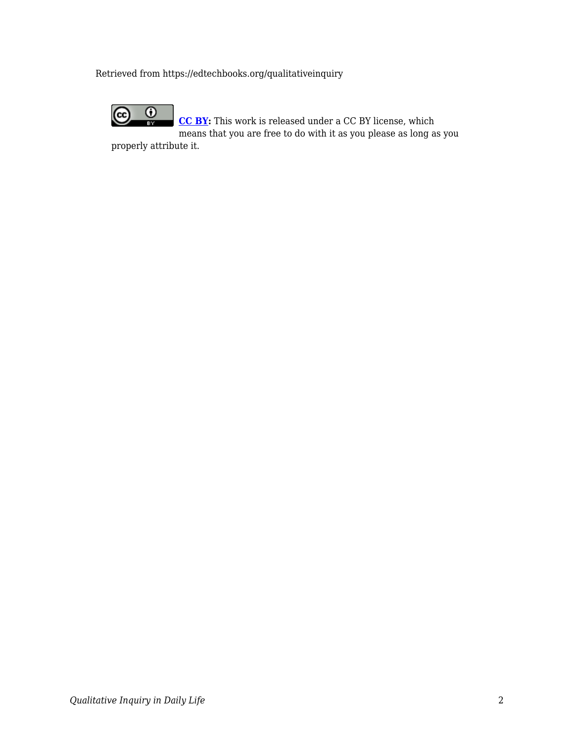Retrieved from https://edtechbooks.org/qualitativeinquiry

**[CC BY](https://creativecommons.org/licenses/by/4.0/):** This work is released under a CC BY license, which means that you are free to do with it as you please as long as you properly attribute it.